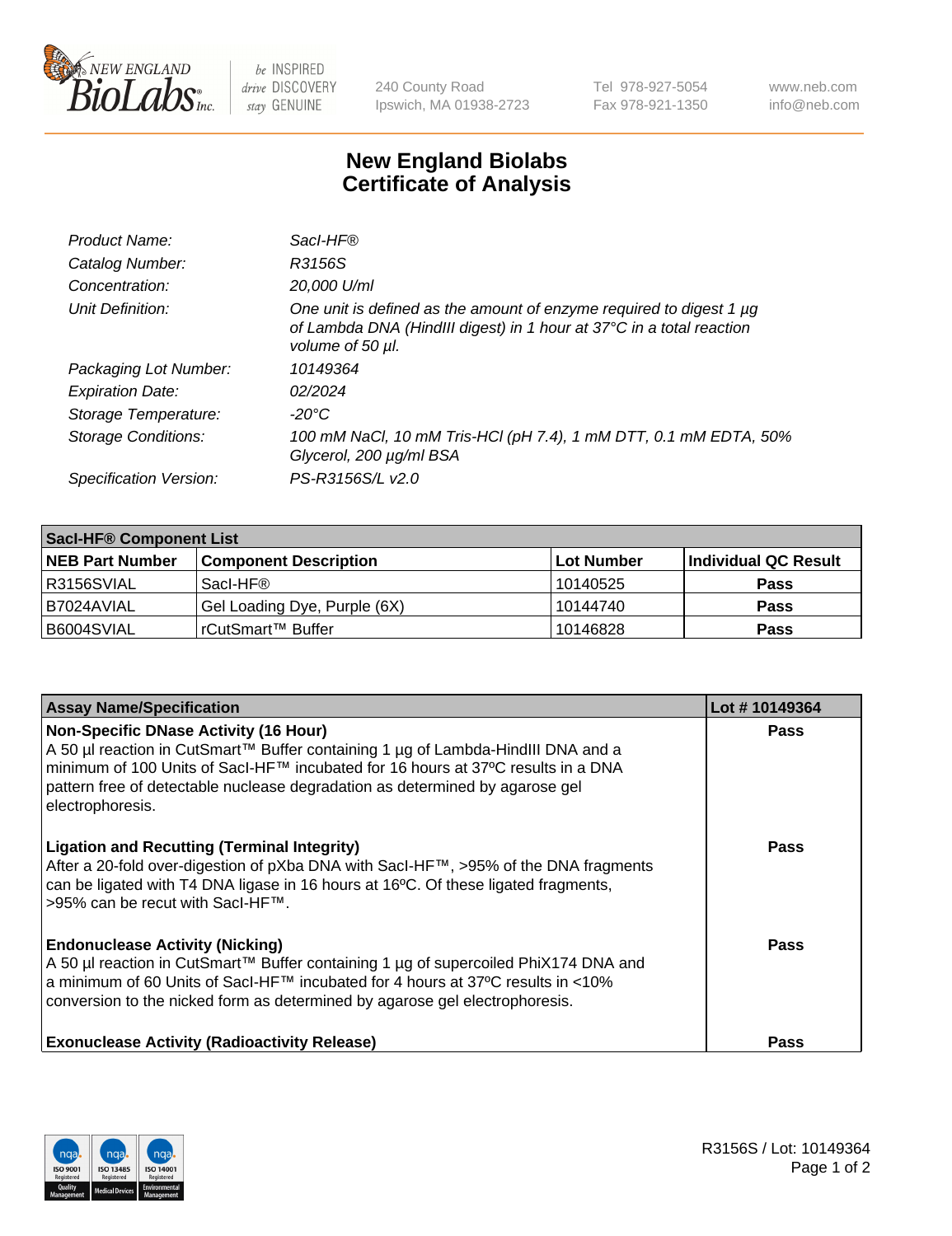# New England Biolabs
## Certificate of Analysis

| | |
|---|---|
| *Product Name:* | *SacI-HF®* |
| *Catalog Number:* | *R3156S* |
| *Concentration:* | *20,000 U/ml* |
| *Unit Definition:* | *One unit is defined as the amount of enzyme required to digest 1 µg of Lambda DNA (HindIII digest) in 1 hour at 37°C in a total reaction volume of 50 µl.* |
| *Packaging Lot Number:* | *10149364* |
| *Expiration Date:* | *02/2024* |
| *Storage Temperature:* | *-20°C* |
| *Storage Conditions:* | *100 mM NaCl, 10 mM Tris-HCl (pH 7.4), 1 mM DTT, 0.1 mM EDTA, 50% Glycerol, 200 µg/ml BSA* |
| *Specification Version:* | *PS-R3156S/L v2.0* |

**SacI-HF® Component List**

| NEB Part Number | Component Description | Lot Number | Individual QC Result |
|---|---|---|---|
| R3156SVIAL | SacI-HF® | 10140525 | Pass |
| B7024AVIAL | Gel Loading Dye, Purple (6X) | 10144740 | Pass |
| B6004SVIAL | rCutSmart™ Buffer | 10146828 | Pass |

| Assay Name/Specification | Lot # 10149364 |
|---|---|
| **Non-Specific DNase Activity (16 Hour)** A 50 µl reaction in CutSmart™ Buffer containing 1 µg of Lambda-HindIII DNA and a minimum of 100 Units of SacI-HF™ incubated for 16 hours at 37ºC results in a DNA pattern free of detectable nuclease degradation as determined by agarose gel electrophoresis. | Pass |
| **Ligation and Recutting (Terminal Integrity)** After a 20-fold over-digestion of pXba DNA with SacI-HF™, >95% of the DNA fragments can be ligated with T4 DNA ligase in 16 hours at 16ºC. Of these ligated fragments, >95% can be recut with SacI-HF™. | Pass |
| **Endonuclease Activity (Nicking)** A 50 µl reaction in CutSmart™ Buffer containing 1 µg of supercoiled PhiX174 DNA and a minimum of 60 Units of SacI-HF™ incubated for 4 hours at 37ºC results in <10% conversion to the nicked form as determined by agarose gel electrophoresis. | Pass |
| **Exonuclease Activity (Radioactivity Release)** | Pass |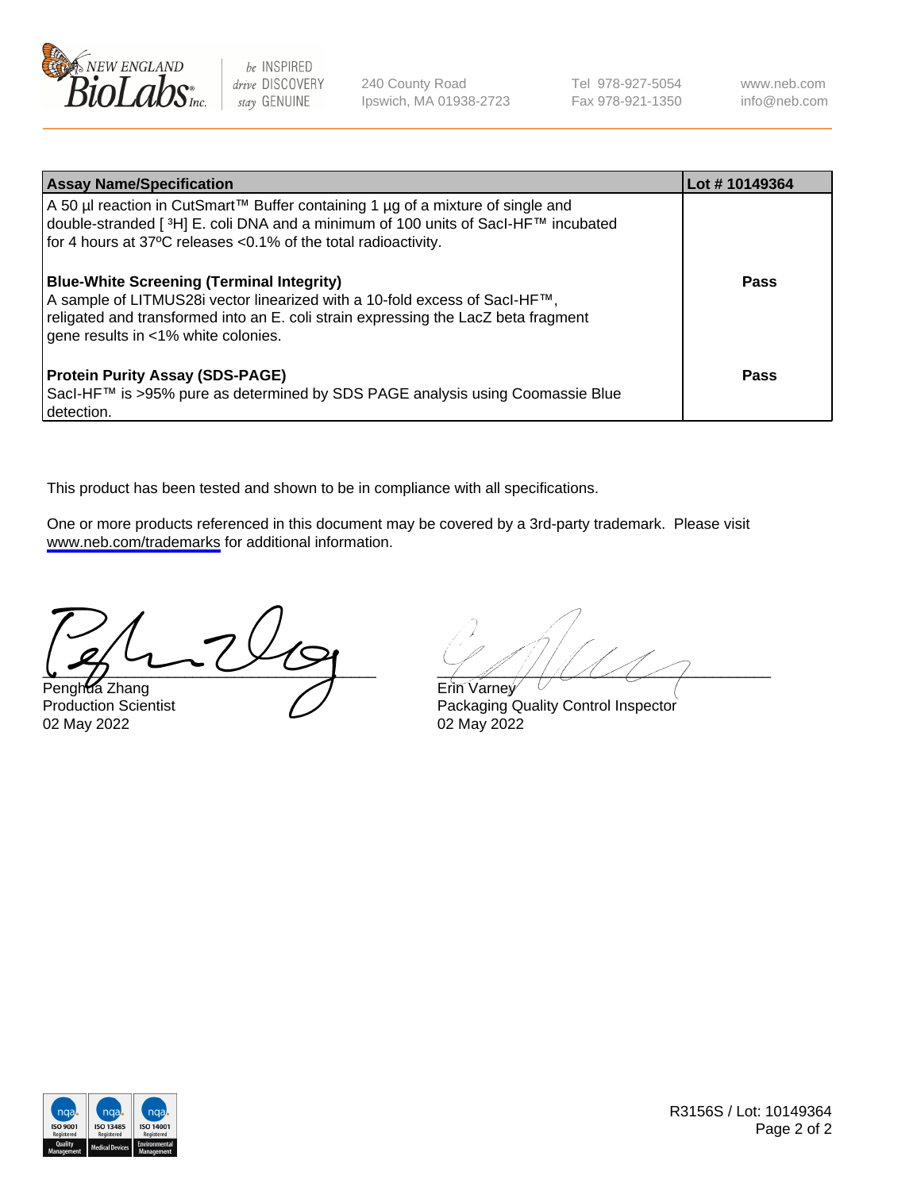| Assay Name/Specification | Lot # 10149364 |
|---|---|
| A 50 µl reaction in CutSmart™ Buffer containing 1 µg of a mixture of single and double-stranded [ $^3$H] E. coli DNA and a minimum of 100 units of SacI-HF™ incubated for 4 hours at 37ºC releases <0.1% of the total radioactivity. | |
| **Blue-White Screening (Terminal Integrity)**<br>A sample of LITMUS28i vector linearized with a 10-fold excess of SacI-HF™, religated and transformed into an E. coli strain expressing the LacZ beta fragment gene results in <1% white colonies. | **Pass** |
| **Protein Purity Assay (SDS-PAGE)**<br>SacI-HF™ is >95% pure as determined by SDS PAGE analysis using Coomassie Blue detection. | **Pass** |

This product has been tested and shown to be in compliance with all specifications.

One or more products referenced in this document may be covered by a 3rd-party trademark. Please visit www.neb.com/trademarks for additional information.

Penghua Zhang
Production Scientist
02 May 2022

Erin Varney
Packaging Quality Control Inspector
02 May 2022

R3156S / Lot: 10149364